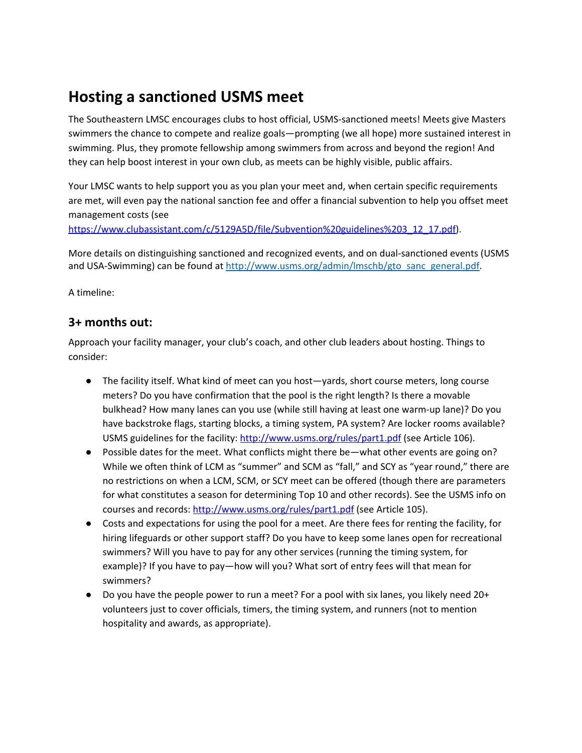# Hosting a sanctioned USMS meet

The Southeastern LMSC encourages clubs to host official, USMS-sanctioned meets! Meets give Masters swimmers the chance to compete and realize goals—prompting (we all hope) more sustained interest in swimming. Plus, they promote fellowship among swimmers from across and beyond the region! And they can help boost interest in your own club, as meets can be highly visible, public affairs.

Your LMSC wants to help support you as you plan your meet and, when certain specific requirements are met, will even pay the national sanction fee and offer a financial subvention to help you offset meet management costs (see https://www.clubassistant.com/c/5129A5D/file/Subvention%20guidelines%203_12_17.pdf).

More details on distinguishing sanctioned and recognized events, and on dual-sanctioned events (USMS and USA-Swimming) can be found at http://www.usms.org/admin/lmschb/gto_sanc_general.pdf.

A timeline:

## 3+ months out:

Approach your facility manager, your club's coach, and other club leaders about hosting. Things to consider:

- The facility itself. What kind of meet can you host—yards, short course meters, long course meters? Do you have confirmation that the pool is the right length? Is there a movable bulkhead? How many lanes can you use (while still having at least one warm-up lane)? Do you have backstroke flags, starting blocks, a timing system, PA system? Are locker rooms available? USMS guidelines for the facility: http://www.usms.org/rules/part1.pdf (see Article 106).
- Possible dates for the meet. What conflicts might there be—what other events are going on? While we often think of LCM as "summer" and SCM as "fall," and SCY as "year round," there are no restrictions on when a LCM, SCM, or SCY meet can be offered (though there are parameters for what constitutes a season for determining Top 10 and other records). See the USMS info on courses and records: http://www.usms.org/rules/part1.pdf (see Article 105).
- Costs and expectations for using the pool for a meet. Are there fees for renting the facility, for hiring lifeguards or other support staff? Do you have to keep some lanes open for recreational swimmers? Will you have to pay for any other services (running the timing system, for example)? If you have to pay—how will you? What sort of entry fees will that mean for swimmers?
- Do you have the people power to run a meet? For a pool with six lanes, you likely need 20+ volunteers just to cover officials, timers, the timing system, and runners (not to mention hospitality and awards, as appropriate).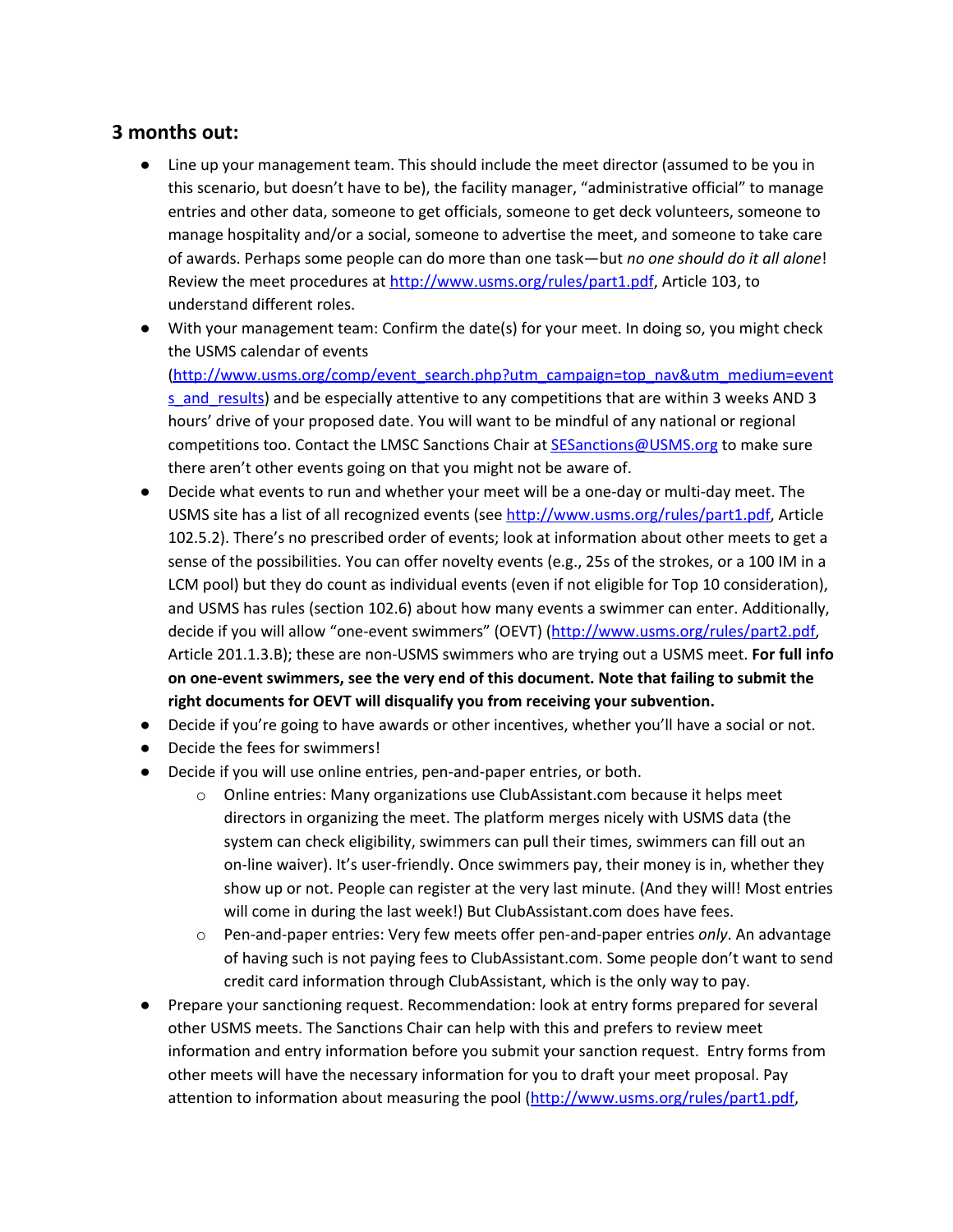## 3 months out:

- Line up your management team. This should include the meet director (assumed to be you in this scenario, but doesn't have to be), the facility manager, "administrative official" to manage entries and other data, someone to get officials, someone to get deck volunteers, someone to manage hospitality and/or a social, someone to advertise the meet, and someone to take care of awards. Perhaps some people can do more than one task—but *no one should do it all alone*! Review the meet procedures at [http://www.usms.org/rules/part1.pdf](http://www.usms.org/rules/part1.pdf), Article 103, to understand different roles.
- With your management team: Confirm the date(s) for your meet. In doing so, you might check the USMS calendar of events ([http://www.usms.org/comp/event_search.php?utm_campaign=top_nav&utm_medium=events_and_results](http://www.usms.org/comp/event_search.php?utm_campaign=top_nav&utm_medium=events_and_results)) and be especially attentive to any competitions that are within 3 weeks AND 3 hours' drive of your proposed date. You will want to be mindful of any national or regional competitions too. Contact the LMSC Sanctions Chair at [SESanctions@USMS.org](mailto:SESanctions@USMS.org) to make sure there aren't other events going on that you might not be aware of.
- Decide what events to run and whether your meet will be a one-day or multi-day meet. The USMS site has a list of all recognized events (see [http://www.usms.org/rules/part1.pdf](http://www.usms.org/rules/part1.pdf), Article 102.5.2). There's no prescribed order of events; look at information about other meets to get a sense of the possibilities. You can offer novelty events (e.g., 25s of the strokes, or a 100 IM in a LCM pool) but they do count as individual events (even if not eligible for Top 10 consideration), and USMS has rules (section 102.6) about how many events a swimmer can enter. Additionally, decide if you will allow "one-event swimmers" (OEVT) ([http://www.usms.org/rules/part2.pdf](http://www.usms.org/rules/part2.pdf), Article 201.1.3.B); these are non-USMS swimmers who are trying out a USMS meet. **For full info on one-event swimmers, see the very end of this document. Note that failing to submit the right documents for OEVT will disqualify you from receiving your subvention.**
- Decide if you're going to have awards or other incentives, whether you'll have a social or not.
- Decide the fees for swimmers!
- Decide if you will use online entries, pen-and-paper entries, or both.
  - Online entries: Many organizations use ClubAssistant.com because it helps meet directors in organizing the meet. The platform merges nicely with USMS data (the system can check eligibility, swimmers can pull their times, swimmers can fill out an on-line waiver). It's user-friendly. Once swimmers pay, their money is in, whether they show up or not. People can register at the very last minute. (And they will! Most entries will come in during the last week!) But ClubAssistant.com does have fees.
  - Pen-and-paper entries: Very few meets offer pen-and-paper entries *only*. An advantage of having such is not paying fees to ClubAssistant.com. Some people don't want to send credit card information through ClubAssistant, which is the only way to pay.
- Prepare your sanctioning request. Recommendation: look at entry forms prepared for several other USMS meets. The Sanctions Chair can help with this and prefers to review meet information and entry information before you submit your sanction request. Entry forms from other meets will have the necessary information for you to draft your meet proposal. Pay attention to information about measuring the pool ([http://www.usms.org/rules/part1.pdf](http://www.usms.org/rules/part1.pdf),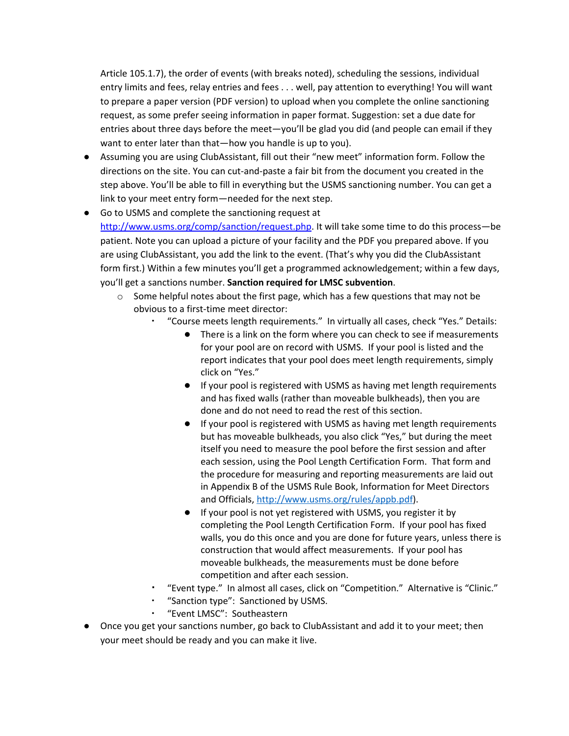Article 105.1.7), the order of events (with breaks noted), scheduling the sessions, individual entry limits and fees, relay entries and fees . . . well, pay attention to everything! You will want to prepare a paper version (PDF version) to upload when you complete the online sanctioning request, as some prefer seeing information in paper format. Suggestion: set a due date for entries about three days before the meet—you'll be glad you did (and people can email if they want to enter later than that—how you handle is up to you).

- Assuming you are using ClubAssistant, fill out their "new meet" information form. Follow the directions on the site. You can cut-and-paste a fair bit from the document you created in the step above. You'll be able to fill in everything but the USMS sanctioning number. You can get a link to your meet entry form—needed for the next step.
- Go to USMS and complete the sanctioning request at [http://www.usms.org/comp/sanction/request.php](http://www.usms.org/comp/sanction/request.php). It will take some time to do this process—be patient. Note you can upload a picture of your facility and the PDF you prepared above. If you are using ClubAssistant, you add the link to the event. (That's why you did the ClubAssistant form first.) Within a few minutes you'll get a programmed acknowledgement; within a few days, you'll get a sanctions number. **Sanction required for LMSC subvention**.
    - Some helpful notes about the first page, which has a few questions that may not be obvious to a first-time meet director:
        - "Course meets length requirements." In virtually all cases, check "Yes." Details:
            - There is a link on the form where you can check to see if measurements for your pool are on record with USMS. If your pool is listed and the report indicates that your pool does meet length requirements, simply click on "Yes."
            - If your pool is registered with USMS as having met length requirements and has fixed walls (rather than moveable bulkheads), then you are done and do not need to read the rest of this section.
            - If your pool is registered with USMS as having met length requirements but has moveable bulkheads, you also click "Yes," but during the meet itself you need to measure the pool before the first session and after each session, using the Pool Length Certification Form. That form and the procedure for measuring and reporting measurements are laid out in Appendix B of the USMS Rule Book, Information for Meet Directors and Officials, [http://www.usms.org/rules/appb.pdf](http://www.usms.org/rules/appb.pdf)).
            - If your pool is not yet registered with USMS, you register it by completing the Pool Length Certification Form. If your pool has fixed walls, you do this once and you are done for future years, unless there is construction that would affect measurements. If your pool has moveable bulkheads, the measurements must be done before competition and after each session.
        - "Event type." In almost all cases, click on "Competition." Alternative is "Clinic."
        - "Sanction type": Sanctioned by USMS.
        - "Event LMSC": Southeastern
- Once you get your sanctions number, go back to ClubAssistant and add it to your meet; then your meet should be ready and you can make it live.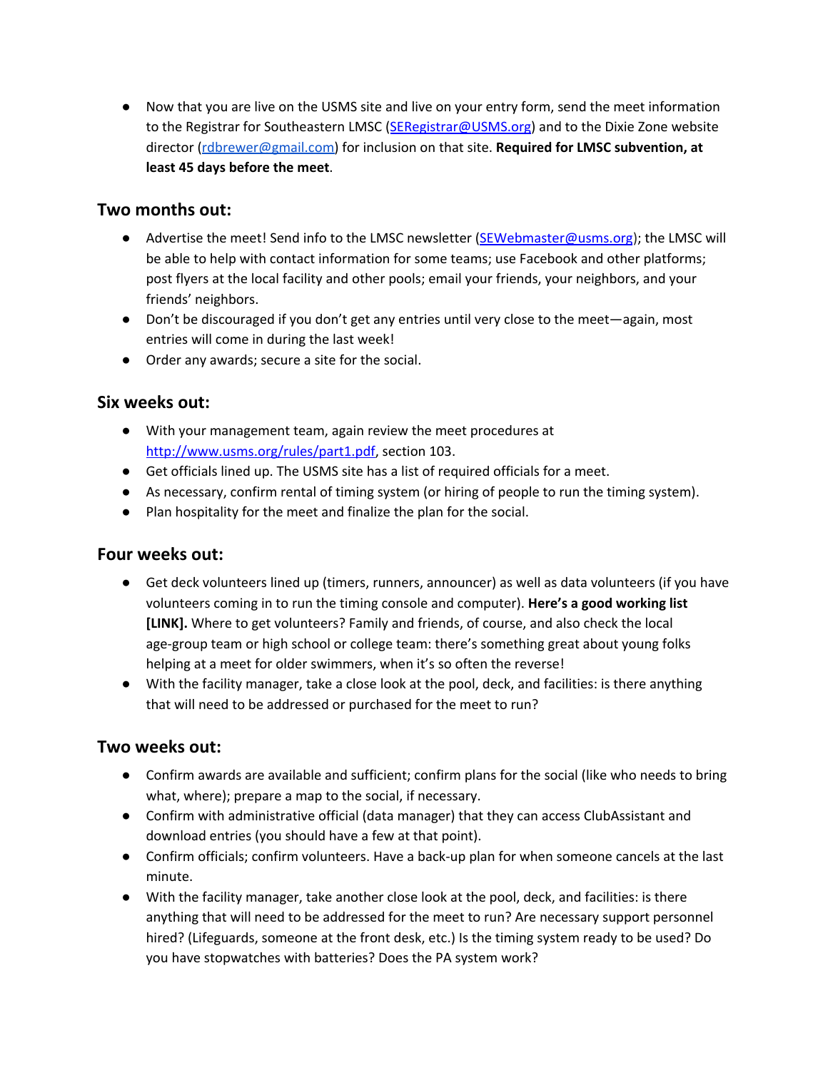- Now that you are live on the USMS site and live on your entry form, send the meet information to the Registrar for Southeastern LMSC (SERegistrar@USMS.org) and to the Dixie Zone website director (rdbrewer@gmail.com) for inclusion on that site. **Required for LMSC subvention, at least 45 days before the meet**.

## Two months out:

- Advertise the meet! Send info to the LMSC newsletter (SEWebmaster@usms.org); the LMSC will be able to help with contact information for some teams; use Facebook and other platforms; post flyers at the local facility and other pools; email your friends, your neighbors, and your friends' neighbors.
- Don't be discouraged if you don't get any entries until very close to the meet—again, most entries will come in during the last week!
- Order any awards; secure a site for the social.

## Six weeks out:

- With your management team, again review the meet procedures at http://www.usms.org/rules/part1.pdf, section 103.
- Get officials lined up. The USMS site has a list of required officials for a meet.
- As necessary, confirm rental of timing system (or hiring of people to run the timing system).
- Plan hospitality for the meet and finalize the plan for the social.

## Four weeks out:

- Get deck volunteers lined up (timers, runners, announcer) as well as data volunteers (if you have volunteers coming in to run the timing console and computer). **Here's a good working list [LINK].** Where to get volunteers? Family and friends, of course, and also check the local age-group team or high school or college team: there's something great about young folks helping at a meet for older swimmers, when it's so often the reverse!
- With the facility manager, take a close look at the pool, deck, and facilities: is there anything that will need to be addressed or purchased for the meet to run?

## Two weeks out:

- Confirm awards are available and sufficient; confirm plans for the social (like who needs to bring what, where); prepare a map to the social, if necessary.
- Confirm with administrative official (data manager) that they can access ClubAssistant and download entries (you should have a few at that point).
- Confirm officials; confirm volunteers. Have a back-up plan for when someone cancels at the last minute.
- With the facility manager, take another close look at the pool, deck, and facilities: is there anything that will need to be addressed for the meet to run? Are necessary support personnel hired? (Lifeguards, someone at the front desk, etc.) Is the timing system ready to be used? Do you have stopwatches with batteries? Does the PA system work?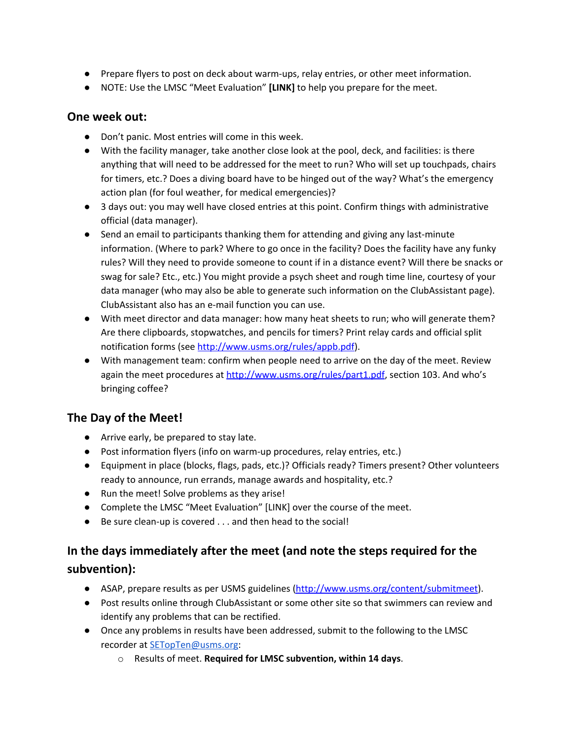- Prepare flyers to post on deck about warm-ups, relay entries, or other meet information.
- NOTE: Use the LMSC "Meet Evaluation" **[LINK]** to help you prepare for the meet.

### One week out:

- Don't panic. Most entries will come in this week.
- With the facility manager, take another close look at the pool, deck, and facilities: is there anything that will need to be addressed for the meet to run? Who will set up touchpads, chairs for timers, etc.? Does a diving board have to be hinged out of the way? What's the emergency action plan (for foul weather, for medical emergencies)?
- 3 days out: you may well have closed entries at this point. Confirm things with administrative official (data manager).
- Send an email to participants thanking them for attending and giving any last-minute information. (Where to park? Where to go once in the facility? Does the facility have any funky rules? Will they need to provide someone to count if in a distance event? Will there be snacks or swag for sale? Etc., etc.) You might provide a psych sheet and rough time line, courtesy of your data manager (who may also be able to generate such information on the ClubAssistant page). ClubAssistant also has an e-mail function you can use.
- With meet director and data manager: how many heat sheets to run; who will generate them? Are there clipboards, stopwatches, and pencils for timers? Print relay cards and official split notification forms (see http://www.usms.org/rules/appb.pdf).
- With management team: confirm when people need to arrive on the day of the meet. Review again the meet procedures at http://www.usms.org/rules/part1.pdf, section 103. And who's bringing coffee?

### The Day of the Meet!

- Arrive early, be prepared to stay late.
- Post information flyers (info on warm-up procedures, relay entries, etc.)
- Equipment in place (blocks, flags, pads, etc.)? Officials ready? Timers present? Other volunteers ready to announce, run errands, manage awards and hospitality, etc.?
- Run the meet! Solve problems as they arise!
- Complete the LMSC "Meet Evaluation" [LINK] over the course of the meet.
- Be sure clean-up is covered . . . and then head to the social!

### In the days immediately after the meet (and note the steps required for the subvention):

- ASAP, prepare results as per USMS guidelines (http://www.usms.org/content/submitmeet).
- Post results online through ClubAssistant or some other site so that swimmers can review and identify any problems that can be rectified.
- Once any problems in results have been addressed, submit to the following to the LMSC recorder at SETopTen@usms.org:
  - Results of meet. **Required for LMSC subvention, within 14 days**.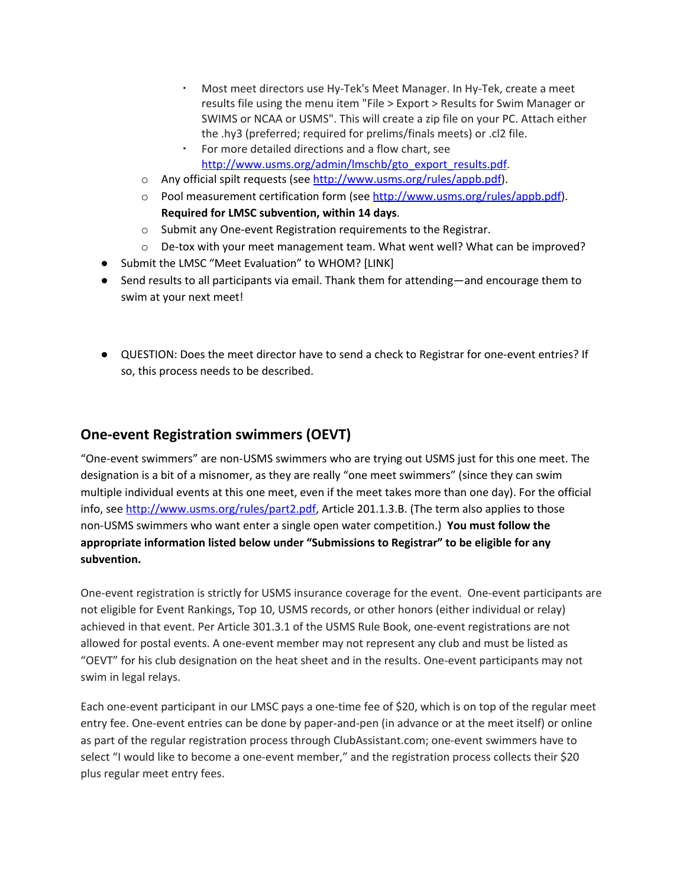- Most meet directors use Hy-Tek's Meet Manager. In Hy-Tek, create a meet results file using the menu item "File > Export > Results for Swim Manager or SWIMS or NCAA or USMS". This will create a zip file on your PC. Attach either the .hy3 (preferred; required for prelims/finals meets) or .cl2 file.
        - For more detailed directions and a flow chart, see http://www.usms.org/admin/lmschb/gto_export_results.pdf.
    - Any official spilt requests (see http://www.usms.org/rules/appb.pdf).
    - Pool measurement certification form (see http://www.usms.org/rules/appb.pdf). **Required for LMSC subvention, within 14 days**.
    - Submit any One-event Registration requirements to the Registrar.
    - De-tox with your meet management team. What went well? What can be improved?
- Submit the LMSC "Meet Evaluation" to WHOM? [LINK]
- Send results to all participants via email. Thank them for attending—and encourage them to swim at your next meet!

- QUESTION: Does the meet director have to send a check to Registrar for one-event entries? If so, this process needs to be described.

## One-event Registration swimmers (OEVT)

"One-event swimmers" are non-USMS swimmers who are trying out USMS just for this one meet. The designation is a bit of a misnomer, as they are really "one meet swimmers" (since they can swim multiple individual events at this one meet, even if the meet takes more than one day). For the official info, see http://www.usms.org/rules/part2.pdf, Article 201.1.3.B. (The term also applies to those non-USMS swimmers who want enter a single open water competition.) **You must follow the appropriate information listed below under "Submissions to Registrar" to be eligible for any subvention.**

One-event registration is strictly for USMS insurance coverage for the event. One-event participants are not eligible for Event Rankings, Top 10, USMS records, or other honors (either individual or relay) achieved in that event. Per Article 301.3.1 of the USMS Rule Book, one-event registrations are not allowed for postal events. A one-event member may not represent any club and must be listed as "OEVT" for his club designation on the heat sheet and in the results. One-event participants may not swim in legal relays.

Each one-event participant in our LMSC pays a one-time fee of $20, which is on top of the regular meet entry fee. One-event entries can be done by paper-and-pen (in advance or at the meet itself) or online as part of the regular registration process through ClubAssistant.com; one-event swimmers have to select "I would like to become a one-event member," and the registration process collects their $20 plus regular meet entry fees.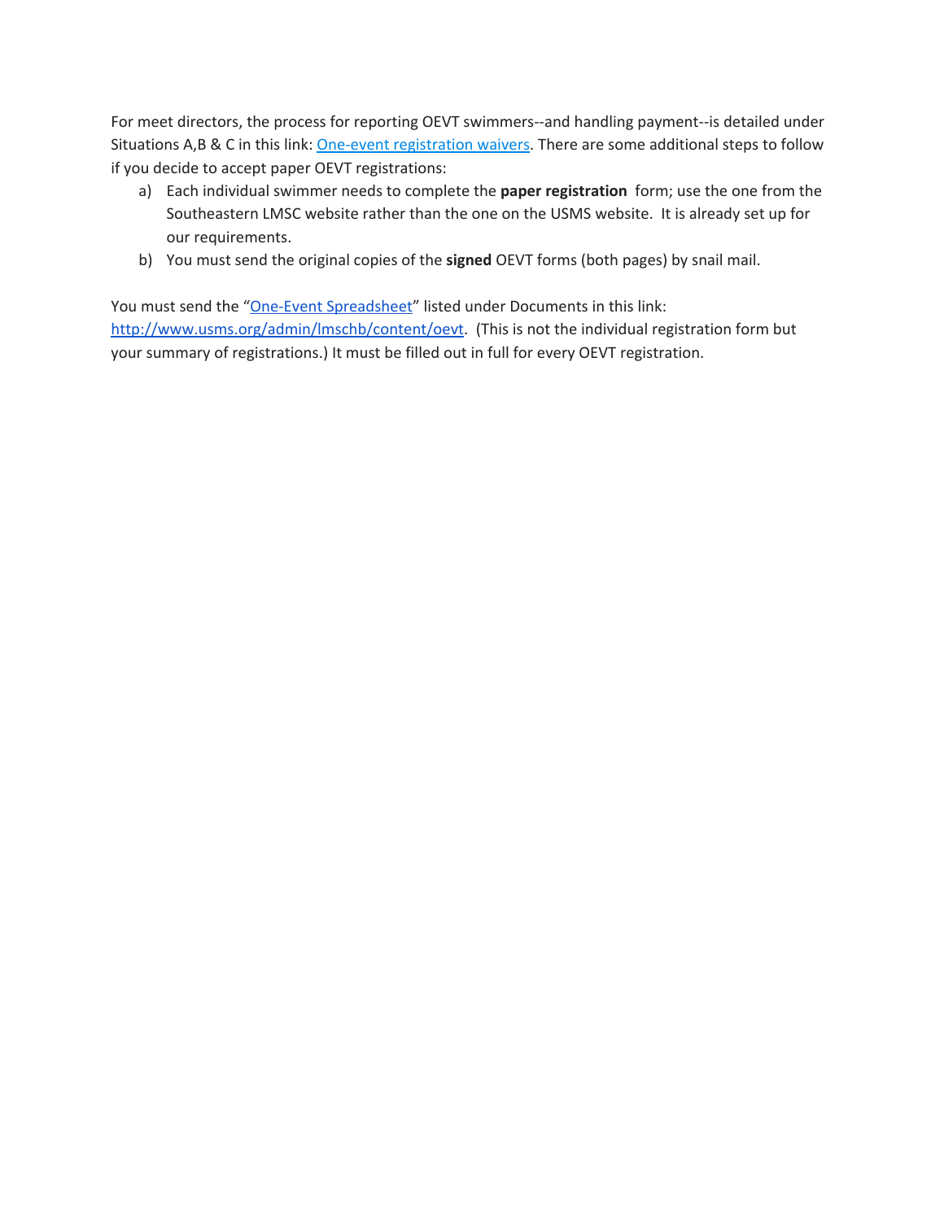For meet directors, the process for reporting OEVT swimmers--and handling payment--is detailed under Situations A,B & C in this link: [One-event registration waivers](). There are some additional steps to follow if you decide to accept paper OEVT registrations:

a) Each individual swimmer needs to complete the **paper registration** form; use the one from the Southeastern LMSC website rather than the one on the USMS website. It is already set up for our requirements.

b) You must send the original copies of the **signed** OEVT forms (both pages) by snail mail.

You must send the "[One-Event Spreadsheet]()" listed under Documents in this link: http://www.usms.org/admin/lmschb/content/oevt. (This is not the individual registration form but your summary of registrations.) It must be filled out in full for every OEVT registration.